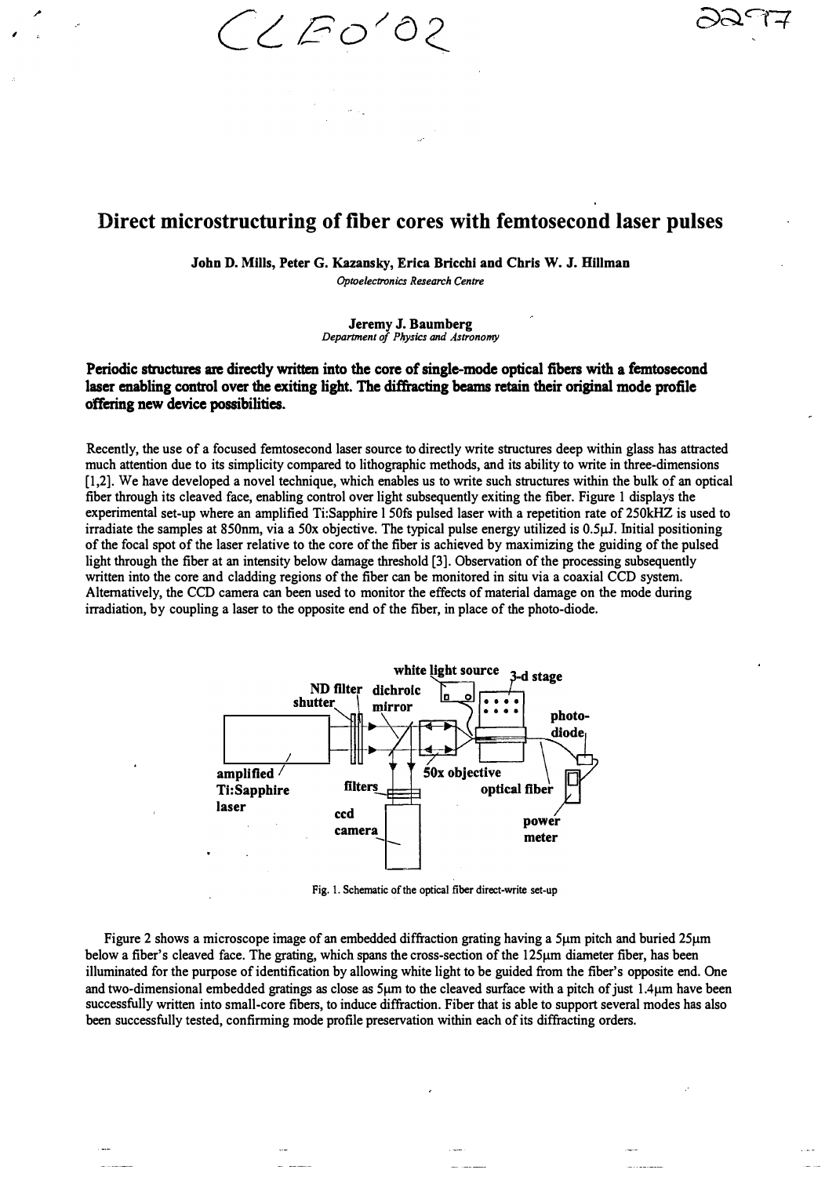# Direct microstructuring of fiber cores with femtosecond laser pulses

**John D. Mills, Peter G. Kazansky, Erica Bricchi and Chris W. J. Hillman**
*Optoelectronics Research Centre*

**Jeremy J. Baumberg**
*Department of Physics and Astronomy*

**Periodic structures are directly written into the core of single-mode optical fibers with a femtosecond laser enabling control over the exiting light. The diffracting beams retain their original mode profile offering new device possibilities.**

Recently, the use of a focused femtosecond laser source to directly write structures deep within glass has attracted much attention due to its simplicity compared to lithographic methods, and its ability to write in three-dimensions [1,2]. We have developed a novel technique, which enables us to write such structures within the bulk of an optical fiber through its cleaved face, enabling control over light subsequently exiting the fiber. Figure 1 displays the experimental set-up where an amplified Ti:Sapphire 150fs pulsed laser with a repetition rate of 250kHZ is used to irradiate the samples at 850nm, via a 50x objective. The typical pulse energy utilized is 0.5μJ. Initial positioning of the focal spot of the laser relative to the core of the fiber is achieved by maximizing the guiding of the pulsed light through the fiber at an intensity below damage threshold [3]. Observation of the processing subsequently written into the core and cladding regions of the fiber can be monitored in situ via a coaxial CCD system. Alternatively, the CCD camera can been used to monitor the effects of material damage on the mode during irradiation, by coupling a laser to the opposite end of the fiber, in place of the photo-diode.

white light source, 3-d stage, ND filter, dichroic mirror, shutter, photo-diode, amplified Ti:Sapphire laser, filters, 50x objective, optical fiber, ccd camera, power meter

Fig. 1. Schematic of the optical fiber direct-write set-up

Figure 2 shows a microscope image of an embedded diffraction grating having a 5μm pitch and buried 25μm below a fiber's cleaved face. The grating, which spans the cross-section of the 125μm diameter fiber, has been illuminated for the purpose of identification by allowing white light to be guided from the fiber's opposite end. One and two-dimensional embedded gratings as close as 5μm to the cleaved surface with a pitch of just 1.4μm have been successfully written into small-core fibers, to induce diffraction. Fiber that is able to support several modes has also been successfully tested, confirming mode profile preservation within each of its diffracting orders.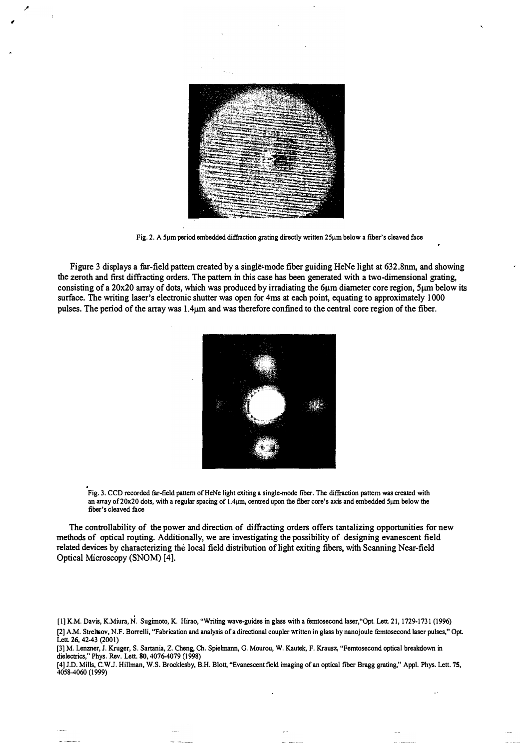Fig. 2. A 5μm period embedded diffraction grating directly written 25μm below a fiber's cleaved face

Figure 3 displays a far-field pattern created by a single-mode fiber guiding HeNe light at 632.8nm, and showing the zeroth and first diffracting orders. The pattern in this case has been generated with a two-dimensional grating, consisting of a 20x20 array of dots, which was produced by irradiating the 6μm diameter core region, 5μm below its surface. The writing laser's electronic shutter was open for 4ms at each point, equating to approximately 1000 pulses. The period of the array was 1.4μm and was therefore confined to the central core region of the fiber.

Fig. 3. CCD recorded far-field pattern of HeNe light exiting a single-mode fiber. The diffraction pattern was created with an array of 20x20 dots, with a regular spacing of 1.4μm, centred upon the fiber core's axis and embedded 5μm below the fiber's cleaved face

The controllability of the power and direction of diffracting orders offers tantalizing opportunities for new methods of optical routing. Additionally, we are investigating the possibility of designing evanescent field related devices by characterizing the local field distribution of light exiting fibers, with Scanning Near-field Optical Microscopy (SNOM) [4].

[1] K.M. Davis, K.Miura, N. Sugimoto, K. Hirao, "Writing wave-guides in glass with a femtosecond laser," Opt. Lett. 21, 1729-1731 (1996)

[2] A.M. Streltsov, N.F. Borrelli, "Fabrication and analysis of a directional coupler written in glass by nanojoule femtosecond laser pulses," Opt. Lett. **26**, 42-43 (2001)

[3] M. Lenzner, J. Kruger, S. Sartania, Z. Cheng, Ch. Spielmann, G. Mourou, W. Kautek, F. Krausz, "Femtosecond optical breakdown in dielectrics," Phys. Rev. Lett. **80**, 4076-4079 (1998)

[4] J.D. Mills, C.W.J. Hillman, W.S. Brocklesby, B.H. Blott, "Evanescent field imaging of an optical fiber Bragg grating," Appl. Phys. Lett. **75**, 4058-4060 (1999)